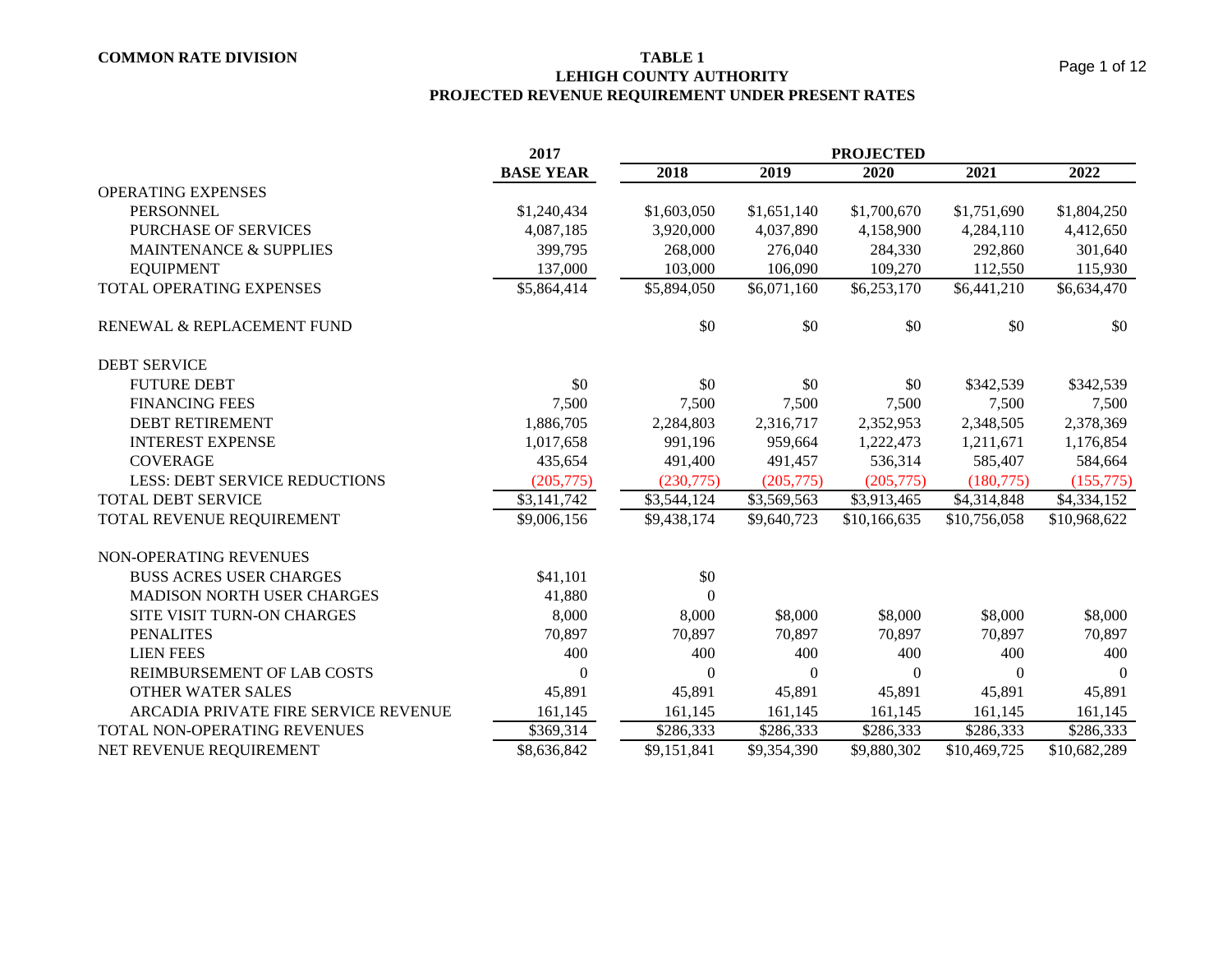**COMMON RATE DIVISION**

# TABLE 1
## LEHIGH COUNTY AUTHORITY
## PROJECTED REVENUE REQUIREMENT UNDER PRESENT RATES

| | 2017 | PROJECTED | | | | |
|---|---|---|---|---|---|---|
| | **BASE YEAR** | **2018** | **2019** | **2020** | **2021** | **2022** |
| OPERATING EXPENSES | | | | | | |
| PERSONNEL | $1,240,434 | $1,603,050 | $1,651,140 | $1,700,670 | $1,751,690 | $1,804,250 |
| PURCHASE OF SERVICES | 4,087,185 | 3,920,000 | 4,037,890 | 4,158,900 | 4,284,110 | 4,412,650 |
| MAINTENANCE & SUPPLIES | 399,795 | 268,000 | 276,040 | 284,330 | 292,860 | 301,640 |
| EQUIPMENT | 137,000 | 103,000 | 106,090 | 109,270 | 112,550 | 115,930 |
| TOTAL OPERATING EXPENSES | $5,864,414 | $5,894,050 | $6,071,160 | $6,253,170 | $6,441,210 | $6,634,470 |
| RENEWAL & REPLACEMENT FUND | | $0 | $0 | $0 | $0 | $0 |
| DEBT SERVICE | | | | | | |
| FUTURE DEBT | $0 | $0 | $0 | $0 | $342,539 | $342,539 |
| FINANCING FEES | 7,500 | 7,500 | 7,500 | 7,500 | 7,500 | 7,500 |
| DEBT RETIREMENT | 1,886,705 | 2,284,803 | 2,316,717 | 2,352,953 | 2,348,505 | 2,378,369 |
| INTEREST EXPENSE | 1,017,658 | 991,196 | 959,664 | 1,222,473 | 1,211,671 | 1,176,854 |
| COVERAGE | 435,654 | 491,400 | 491,457 | 536,314 | 585,407 | 584,664 |
| LESS: DEBT SERVICE REDUCTIONS | (205,775) | (230,775) | (205,775) | (205,775) | (180,775) | (155,775) |
| TOTAL DEBT SERVICE | $3,141,742 | $3,544,124 | $3,569,563 | $3,913,465 | $4,314,848 | $4,334,152 |
| TOTAL REVENUE REQUIREMENT | $9,006,156 | $9,438,174 | $9,640,723 | $10,166,635 | $10,756,058 | $10,968,622 |
| NON-OPERATING REVENUES | | | | | | |
| BUSS ACRES USER CHARGES | $41,101 | $0 | | | | |
| MADISON NORTH USER CHARGES | 41,880 | 0 | | | | |
| SITE VISIT TURN-ON CHARGES | 8,000 | 8,000 | $8,000 | $8,000 | $8,000 | $8,000 |
| PENALITES | 70,897 | 70,897 | 70,897 | 70,897 | 70,897 | 70,897 |
| LIEN FEES | 400 | 400 | 400 | 400 | 400 | 400 |
| REIMBURSEMENT OF LAB COSTS | 0 | 0 | 0 | 0 | 0 | 0 |
| OTHER WATER SALES | 45,891 | 45,891 | 45,891 | 45,891 | 45,891 | 45,891 |
| ARCADIA PRIVATE FIRE SERVICE REVENUE | 161,145 | 161,145 | 161,145 | 161,145 | 161,145 | 161,145 |
| TOTAL NON-OPERATING REVENUES | $369,314 | $286,333 | $286,333 | $286,333 | $286,333 | $286,333 |
| NET REVENUE REQUIREMENT | $8,636,842 | $9,151,841 | $9,354,390 | $9,880,302 | $10,469,725 | $10,682,289 |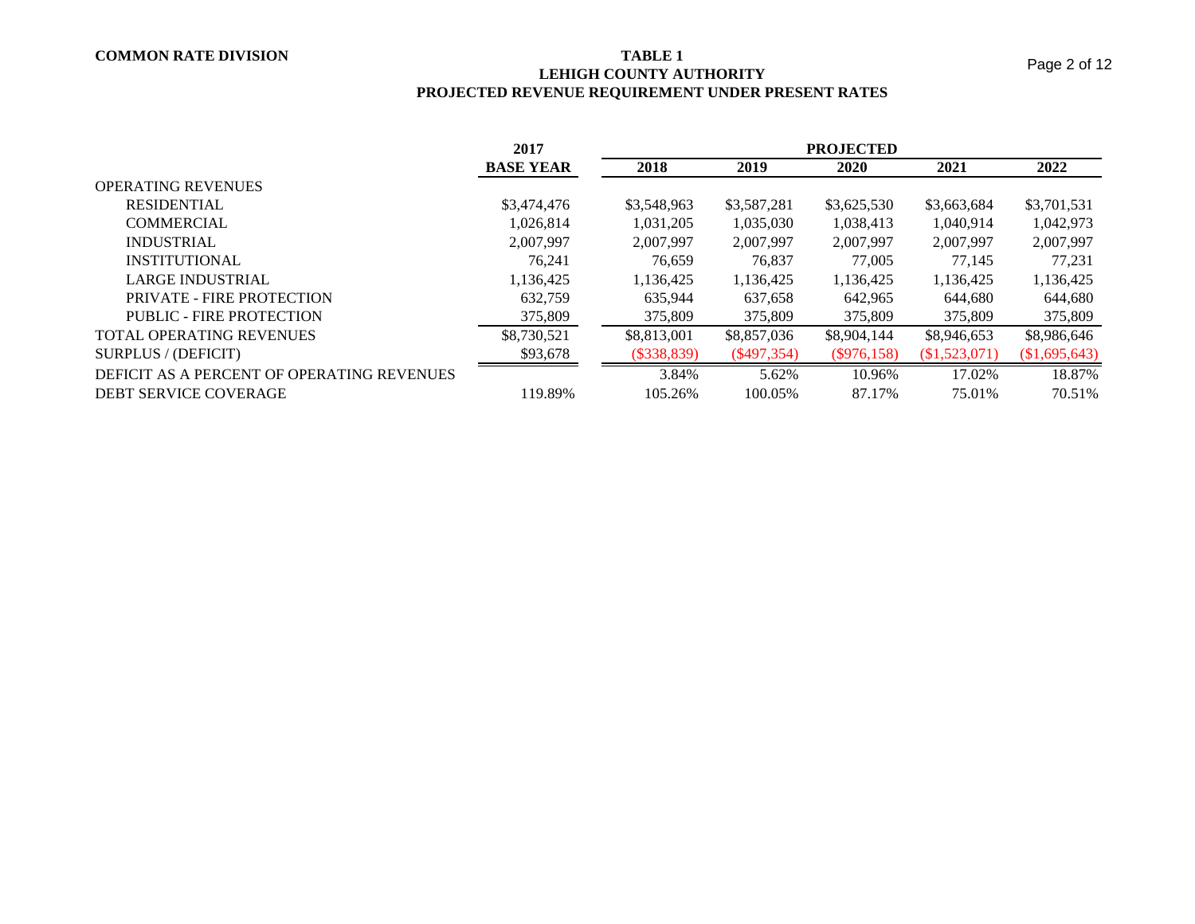COMMON RATE DIVISION

# TABLE 1
## LEHIGH COUNTY AUTHORITY
## PROJECTED REVENUE REQUIREMENT UNDER PRESENT RATES

| | 2017 | PROJECTED | | | | |
|---|---|---|---|---|---|---|
| | **BASE YEAR** | **2018** | **2019** | **2020** | **2021** | **2022** |
| OPERATING REVENUES | | | | | | |
| RESIDENTIAL | $3,474,476 | $3,548,963 | $3,587,281 | $3,625,530 | $3,663,684 | $3,701,531 |
| COMMERCIAL | 1,026,814 | 1,031,205 | 1,035,030 | 1,038,413 | 1,040,914 | 1,042,973 |
| INDUSTRIAL | 2,007,997 | 2,007,997 | 2,007,997 | 2,007,997 | 2,007,997 | 2,007,997 |
| INSTITUTIONAL | 76,241 | 76,659 | 76,837 | 77,005 | 77,145 | 77,231 |
| LARGE INDUSTRIAL | 1,136,425 | 1,136,425 | 1,136,425 | 1,136,425 | 1,136,425 | 1,136,425 |
| PRIVATE - FIRE PROTECTION | 632,759 | 635,944 | 637,658 | 642,965 | 644,680 | 644,680 |
| PUBLIC - FIRE PROTECTION | 375,809 | 375,809 | 375,809 | 375,809 | 375,809 | 375,809 |
| TOTAL OPERATING REVENUES | $8,730,521 | $8,813,001 | $8,857,036 | $8,904,144 | $8,946,653 | $8,986,646 |
| SURPLUS / (DEFICIT) | $93,678 | ($338,839) | ($497,354) | ($976,158) | ($1,523,071) | ($1,695,643) |
| DEFICIT AS A PERCENT OF OPERATING REVENUES | | 3.84% | 5.62% | 10.96% | 17.02% | 18.87% |
| DEBT SERVICE COVERAGE | 119.89% | 105.26% | 100.05% | 87.17% | 75.01% | 70.51% |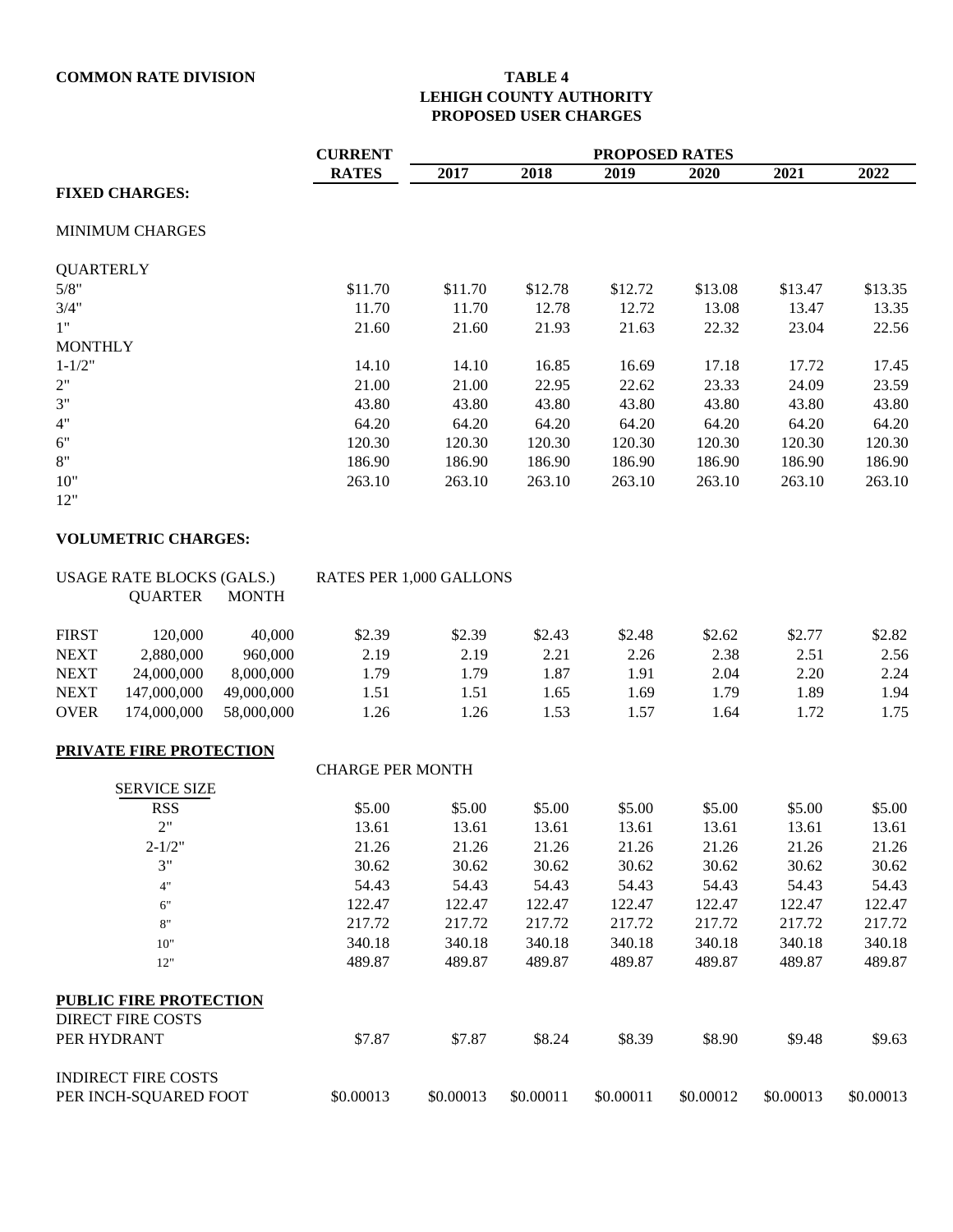**COMMON RATE DIVISION**

**TABLE 4**
**LEHIGH COUNTY AUTHORITY**
**PROPOSED USER CHARGES**

| | | | CURRENT RATES | PROPOSED RATES | | | | | |
|---|---|---|---|---|---|---|---|---|---|
| | | | | 2017 | 2018 | 2019 | 2020 | 2021 | 2022 |
| **FIXED CHARGES:** | | | | | | | | | |
| MINIMUM CHARGES | | | | | | | | | |
| QUARTERLY | | | | | | | | | |
| 5/8" | | | $11.70 | $11.70 | $12.78 | $12.72 | $13.08 | $13.47 | $13.35 |
| 3/4" | | | 11.70 | 11.70 | 12.78 | 12.72 | 13.08 | 13.47 | 13.35 |
| 1" | | | 21.60 | 21.60 | 21.93 | 21.63 | 22.32 | 23.04 | 22.56 |
| MONTHLY | | | | | | | | | |
| 1-1/2" | | | 14.10 | 14.10 | 16.85 | 16.69 | 17.18 | 17.72 | 17.45 |
| 2" | | | 21.00 | 21.00 | 22.95 | 22.62 | 23.33 | 24.09 | 23.59 |
| 3" | | | 43.80 | 43.80 | 43.80 | 43.80 | 43.80 | 43.80 | 43.80 |
| 4" | | | 64.20 | 64.20 | 64.20 | 64.20 | 64.20 | 64.20 | 64.20 |
| 6" | | | 120.30 | 120.30 | 120.30 | 120.30 | 120.30 | 120.30 | 120.30 |
| 8" | | | 186.90 | 186.90 | 186.90 | 186.90 | 186.90 | 186.90 | 186.90 |
| 10" | | | 263.10 | 263.10 | 263.10 | 263.10 | 263.10 | 263.10 | 263.10 |
| 12" | | | | | | | | | |
| **VOLUMETRIC CHARGES:** | | | | | | | | | |
| USAGE RATE BLOCKS (GALS.) | | | RATES PER 1,000 GALLONS | | | | | | |
| | QUARTER | MONTH | | | | | | | |
| FIRST | 120,000 | 40,000 | $2.39 | $2.39 | $2.43 | $2.48 | $2.62 | $2.77 | $2.82 |
| NEXT | 2,880,000 | 960,000 | 2.19 | 2.19 | 2.21 | 2.26 | 2.38 | 2.51 | 2.56 |
| NEXT | 24,000,000 | 8,000,000 | 1.79 | 1.79 | 1.87 | 1.91 | 2.04 | 2.20 | 2.24 |
| NEXT | 147,000,000 | 49,000,000 | 1.51 | 1.51 | 1.65 | 1.69 | 1.79 | 1.89 | 1.94 |
| OVER | 174,000,000 | 58,000,000 | 1.26 | 1.26 | 1.53 | 1.57 | 1.64 | 1.72 | 1.75 |
| **PRIVATE FIRE PROTECTION** | | | | | | | | | |
| | | | CHARGE PER MONTH | | | | | | |
| SERVICE SIZE | | | | | | | | | |
| RSS | | | $5.00 | $5.00 | $5.00 | $5.00 | $5.00 | $5.00 | $5.00 |
| 2" | | | 13.61 | 13.61 | 13.61 | 13.61 | 13.61 | 13.61 | 13.61 |
| 2-1/2" | | | 21.26 | 21.26 | 21.26 | 21.26 | 21.26 | 21.26 | 21.26 |
| 3" | | | 30.62 | 30.62 | 30.62 | 30.62 | 30.62 | 30.62 | 30.62 |
| 4" | | | 54.43 | 54.43 | 54.43 | 54.43 | 54.43 | 54.43 | 54.43 |
| 6" | | | 122.47 | 122.47 | 122.47 | 122.47 | 122.47 | 122.47 | 122.47 |
| 8" | | | 217.72 | 217.72 | 217.72 | 217.72 | 217.72 | 217.72 | 217.72 |
| 10" | | | 340.18 | 340.18 | 340.18 | 340.18 | 340.18 | 340.18 | 340.18 |
| 12" | | | 489.87 | 489.87 | 489.87 | 489.87 | 489.87 | 489.87 | 489.87 |
| **PUBLIC FIRE PROTECTION** | | | | | | | | | |
| DIRECT FIRE COSTS | | | | | | | | | |
| PER HYDRANT | | | $7.87 | $7.87 | $8.24 | $8.39 | $8.90 | $9.48 | $9.63 |
| INDIRECT FIRE COSTS | | | | | | | | | |
| PER INCH-SQUARED FOOT | | | $0.00013 | $0.00013 | $0.00011 | $0.00011 | $0.00012 | $0.00013 | $0.00013 |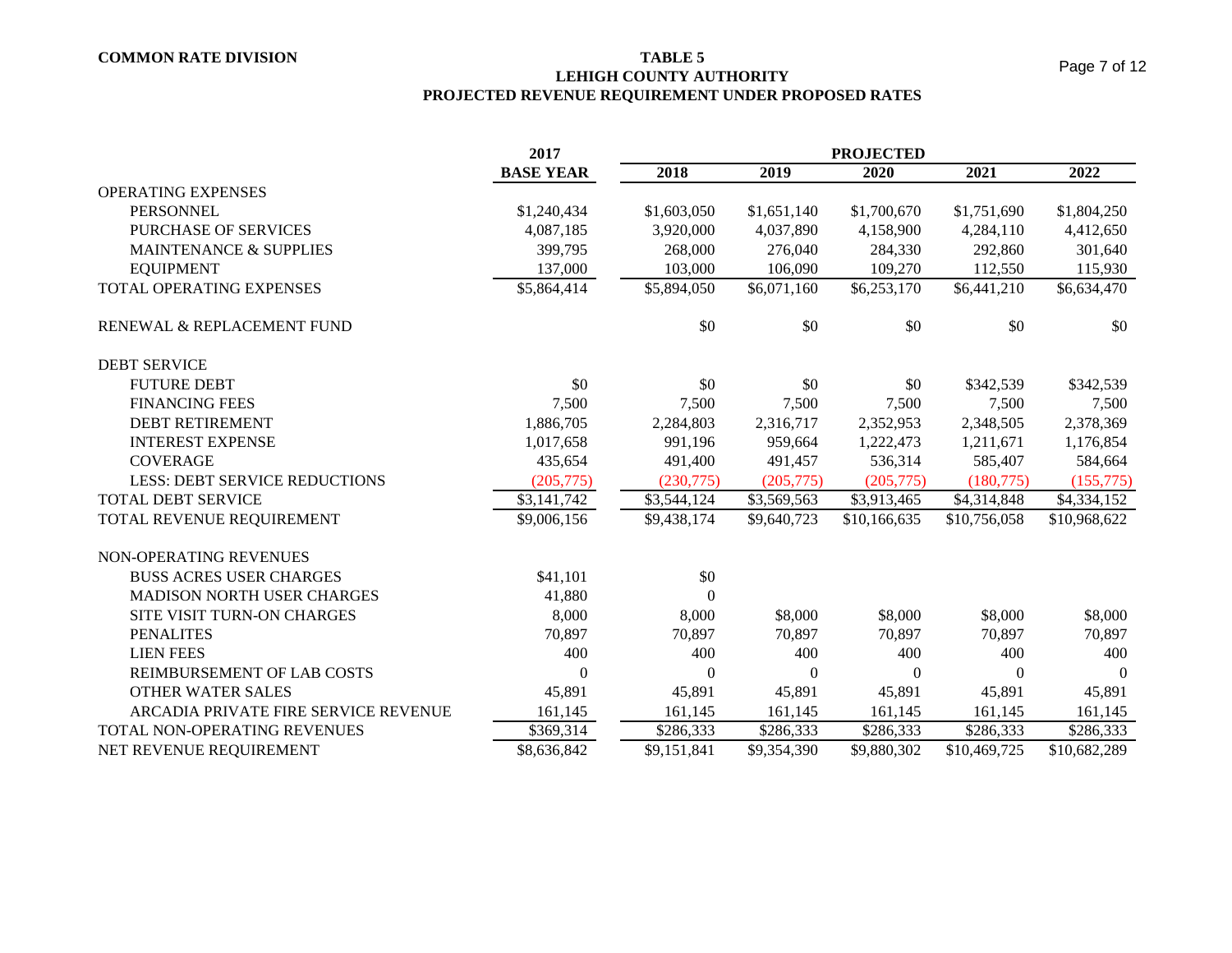**COMMON RATE DIVISION**

# TABLE 5
## LEHIGH COUNTY AUTHORITY
## PROJECTED REVENUE REQUIREMENT UNDER PROPOSED RATES

| | 2017 | PROJECTED | | | | |
|---|---|---|---|---|---|---|
| | **BASE YEAR** | **2018** | **2019** | **2020** | **2021** | **2022** |
| OPERATING EXPENSES | | | | | | |
| PERSONNEL | $1,240,434 | $1,603,050 | $1,651,140 | $1,700,670 | $1,751,690 | $1,804,250 |
| PURCHASE OF SERVICES | 4,087,185 | 3,920,000 | 4,037,890 | 4,158,900 | 4,284,110 | 4,412,650 |
| MAINTENANCE & SUPPLIES | 399,795 | 268,000 | 276,040 | 284,330 | 292,860 | 301,640 |
| EQUIPMENT | 137,000 | 103,000 | 106,090 | 109,270 | 112,550 | 115,930 |
| TOTAL OPERATING EXPENSES | $5,864,414 | $5,894,050 | $6,071,160 | $6,253,170 | $6,441,210 | $6,634,470 |
| RENEWAL & REPLACEMENT FUND | | $0 | $0 | $0 | $0 | $0 |
| DEBT SERVICE | | | | | | |
| FUTURE DEBT | $0 | $0 | $0 | $0 | $342,539 | $342,539 |
| FINANCING FEES | 7,500 | 7,500 | 7,500 | 7,500 | 7,500 | 7,500 |
| DEBT RETIREMENT | 1,886,705 | 2,284,803 | 2,316,717 | 2,352,953 | 2,348,505 | 2,378,369 |
| INTEREST EXPENSE | 1,017,658 | 991,196 | 959,664 | 1,222,473 | 1,211,671 | 1,176,854 |
| COVERAGE | 435,654 | 491,400 | 491,457 | 536,314 | 585,407 | 584,664 |
| LESS: DEBT SERVICE REDUCTIONS | (205,775) | (230,775) | (205,775) | (205,775) | (180,775) | (155,775) |
| TOTAL DEBT SERVICE | $3,141,742 | $3,544,124 | $3,569,563 | $3,913,465 | $4,314,848 | $4,334,152 |
| TOTAL REVENUE REQUIREMENT | $9,006,156 | $9,438,174 | $9,640,723 | $10,166,635 | $10,756,058 | $10,968,622 |
| NON-OPERATING REVENUES | | | | | | |
| BUSS ACRES USER CHARGES | $41,101 | $0 | | | | |
| MADISON NORTH USER CHARGES | 41,880 | 0 | | | | |
| SITE VISIT TURN-ON CHARGES | 8,000 | 8,000 | $8,000 | $8,000 | $8,000 | $8,000 |
| PENALITES | 70,897 | 70,897 | 70,897 | 70,897 | 70,897 | 70,897 |
| LIEN FEES | 400 | 400 | 400 | 400 | 400 | 400 |
| REIMBURSEMENT OF LAB COSTS | 0 | 0 | 0 | 0 | 0 | 0 |
| OTHER WATER SALES | 45,891 | 45,891 | 45,891 | 45,891 | 45,891 | 45,891 |
| ARCADIA PRIVATE FIRE SERVICE REVENUE | 161,145 | 161,145 | 161,145 | 161,145 | 161,145 | 161,145 |
| TOTAL NON-OPERATING REVENUES | $369,314 | $286,333 | $286,333 | $286,333 | $286,333 | $286,333 |
| NET REVENUE REQUIREMENT | $8,636,842 | $9,151,841 | $9,354,390 | $9,880,302 | $10,469,725 | $10,682,289 |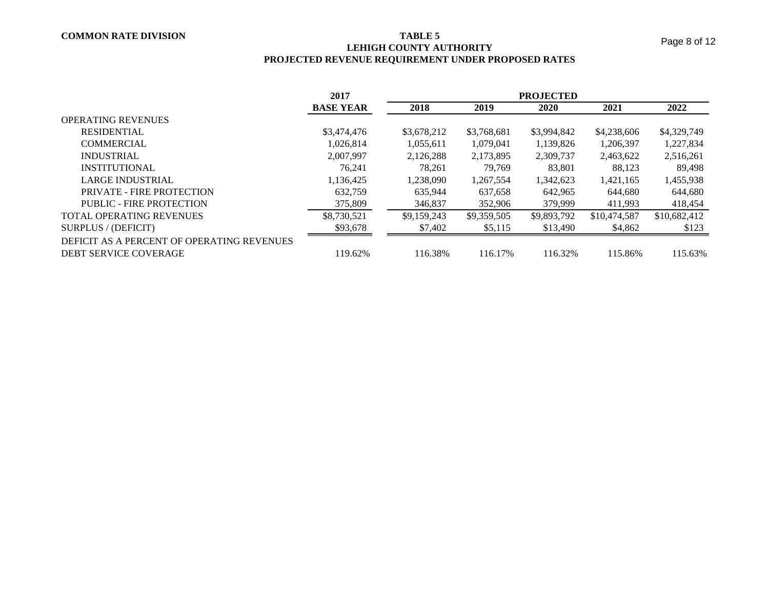**COMMON RATE DIVISION**

# TABLE 5
## LEHIGH COUNTY AUTHORITY
## PROJECTED REVENUE REQUIREMENT UNDER PROPOSED RATES

| | 2017 | PROJECTED | | | | |
|---|---|---|---|---|---|---|
| | **BASE YEAR** | **2018** | **2019** | **2020** | **2021** | **2022** |
| OPERATING REVENUES | | | | | | |
| RESIDENTIAL | $3,474,476 | $3,678,212 | $3,768,681 | $3,994,842 | $4,238,606 | $4,329,749 |
| COMMERCIAL | 1,026,814 | 1,055,611 | 1,079,041 | 1,139,826 | 1,206,397 | 1,227,834 |
| INDUSTRIAL | 2,007,997 | 2,126,288 | 2,173,895 | 2,309,737 | 2,463,622 | 2,516,261 |
| INSTITUTIONAL | 76,241 | 78,261 | 79,769 | 83,801 | 88,123 | 89,498 |
| LARGE INDUSTRIAL | 1,136,425 | 1,238,090 | 1,267,554 | 1,342,623 | 1,421,165 | 1,455,938 |
| PRIVATE - FIRE PROTECTION | 632,759 | 635,944 | 637,658 | 642,965 | 644,680 | 644,680 |
| PUBLIC - FIRE PROTECTION | 375,809 | 346,837 | 352,906 | 379,999 | 411,993 | 418,454 |
| TOTAL OPERATING REVENUES | $8,730,521 | $9,159,243 | $9,359,505 | $9,893,792 | $10,474,587 | $10,682,412 |
| SURPLUS / (DEFICIT) | $93,678 | $7,402 | $5,115 | $13,490 | $4,862 | $123 |
| DEFICIT AS A PERCENT OF OPERATING REVENUES | | | | | | |
| DEBT SERVICE COVERAGE | 119.62% | 116.38% | 116.17% | 116.32% | 115.86% | 115.63% |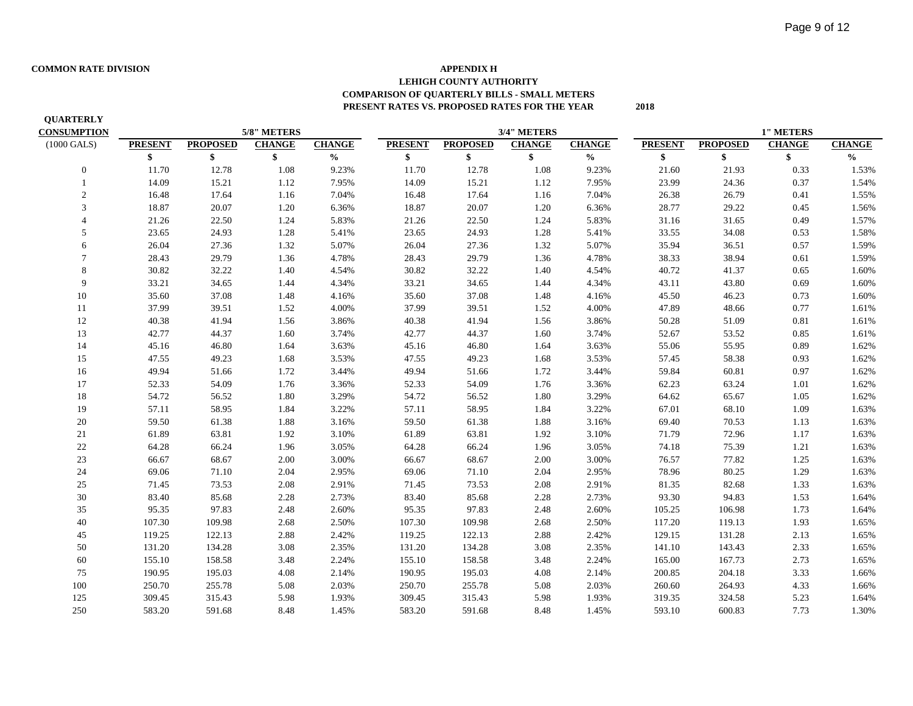COMMON RATE DIVISION

**APPENDIX H**
**LEHIGH COUNTY AUTHORITY**
**COMPARISON OF QUARTERLY BILLS - SMALL METERS**
**PRESENT RATES VS. PROPOSED RATES FOR THE YEAR 2018**

| QUARTERLY CONSUMPTION | 5/8" METERS | | | | 3/4" METERS | | | | 1" METERS | | | |
|---|---|---|---|---|---|---|---|---|---|---|---|---|
| (1000 GALS) | PRESENT | PROPOSED | CHANGE | CHANGE | PRESENT | PROPOSED | CHANGE | CHANGE | PRESENT | PROPOSED | CHANGE | CHANGE |
| | $ | $ | $ | % | $ | $ | $ | % | $ | $ | $ | % |
| 0 | 11.70 | 12.78 | 1.08 | 9.23% | 11.70 | 12.78 | 1.08 | 9.23% | 21.60 | 21.93 | 0.33 | 1.53% |
| 1 | 14.09 | 15.21 | 1.12 | 7.95% | 14.09 | 15.21 | 1.12 | 7.95% | 23.99 | 24.36 | 0.37 | 1.54% |
| 2 | 16.48 | 17.64 | 1.16 | 7.04% | 16.48 | 17.64 | 1.16 | 7.04% | 26.38 | 26.79 | 0.41 | 1.55% |
| 3 | 18.87 | 20.07 | 1.20 | 6.36% | 18.87 | 20.07 | 1.20 | 6.36% | 28.77 | 29.22 | 0.45 | 1.56% |
| 4 | 21.26 | 22.50 | 1.24 | 5.83% | 21.26 | 22.50 | 1.24 | 5.83% | 31.16 | 31.65 | 0.49 | 1.57% |
| 5 | 23.65 | 24.93 | 1.28 | 5.41% | 23.65 | 24.93 | 1.28 | 5.41% | 33.55 | 34.08 | 0.53 | 1.58% |
| 6 | 26.04 | 27.36 | 1.32 | 5.07% | 26.04 | 27.36 | 1.32 | 5.07% | 35.94 | 36.51 | 0.57 | 1.59% |
| 7 | 28.43 | 29.79 | 1.36 | 4.78% | 28.43 | 29.79 | 1.36 | 4.78% | 38.33 | 38.94 | 0.61 | 1.59% |
| 8 | 30.82 | 32.22 | 1.40 | 4.54% | 30.82 | 32.22 | 1.40 | 4.54% | 40.72 | 41.37 | 0.65 | 1.60% |
| 9 | 33.21 | 34.65 | 1.44 | 4.34% | 33.21 | 34.65 | 1.44 | 4.34% | 43.11 | 43.80 | 0.69 | 1.60% |
| 10 | 35.60 | 37.08 | 1.48 | 4.16% | 35.60 | 37.08 | 1.48 | 4.16% | 45.50 | 46.23 | 0.73 | 1.60% |
| 11 | 37.99 | 39.51 | 1.52 | 4.00% | 37.99 | 39.51 | 1.52 | 4.00% | 47.89 | 48.66 | 0.77 | 1.61% |
| 12 | 40.38 | 41.94 | 1.56 | 3.86% | 40.38 | 41.94 | 1.56 | 3.86% | 50.28 | 51.09 | 0.81 | 1.61% |
| 13 | 42.77 | 44.37 | 1.60 | 3.74% | 42.77 | 44.37 | 1.60 | 3.74% | 52.67 | 53.52 | 0.85 | 1.61% |
| 14 | 45.16 | 46.80 | 1.64 | 3.63% | 45.16 | 46.80 | 1.64 | 3.63% | 55.06 | 55.95 | 0.89 | 1.62% |
| 15 | 47.55 | 49.23 | 1.68 | 3.53% | 47.55 | 49.23 | 1.68 | 3.53% | 57.45 | 58.38 | 0.93 | 1.62% |
| 16 | 49.94 | 51.66 | 1.72 | 3.44% | 49.94 | 51.66 | 1.72 | 3.44% | 59.84 | 60.81 | 0.97 | 1.62% |
| 17 | 52.33 | 54.09 | 1.76 | 3.36% | 52.33 | 54.09 | 1.76 | 3.36% | 62.23 | 63.24 | 1.01 | 1.62% |
| 18 | 54.72 | 56.52 | 1.80 | 3.29% | 54.72 | 56.52 | 1.80 | 3.29% | 64.62 | 65.67 | 1.05 | 1.62% |
| 19 | 57.11 | 58.95 | 1.84 | 3.22% | 57.11 | 58.95 | 1.84 | 3.22% | 67.01 | 68.10 | 1.09 | 1.63% |
| 20 | 59.50 | 61.38 | 1.88 | 3.16% | 59.50 | 61.38 | 1.88 | 3.16% | 69.40 | 70.53 | 1.13 | 1.63% |
| 21 | 61.89 | 63.81 | 1.92 | 3.10% | 61.89 | 63.81 | 1.92 | 3.10% | 71.79 | 72.96 | 1.17 | 1.63% |
| 22 | 64.28 | 66.24 | 1.96 | 3.05% | 64.28 | 66.24 | 1.96 | 3.05% | 74.18 | 75.39 | 1.21 | 1.63% |
| 23 | 66.67 | 68.67 | 2.00 | 3.00% | 66.67 | 68.67 | 2.00 | 3.00% | 76.57 | 77.82 | 1.25 | 1.63% |
| 24 | 69.06 | 71.10 | 2.04 | 2.95% | 69.06 | 71.10 | 2.04 | 2.95% | 78.96 | 80.25 | 1.29 | 1.63% |
| 25 | 71.45 | 73.53 | 2.08 | 2.91% | 71.45 | 73.53 | 2.08 | 2.91% | 81.35 | 82.68 | 1.33 | 1.63% |
| 30 | 83.40 | 85.68 | 2.28 | 2.73% | 83.40 | 85.68 | 2.28 | 2.73% | 93.30 | 94.83 | 1.53 | 1.64% |
| 35 | 95.35 | 97.83 | 2.48 | 2.60% | 95.35 | 97.83 | 2.48 | 2.60% | 105.25 | 106.98 | 1.73 | 1.64% |
| 40 | 107.30 | 109.98 | 2.68 | 2.50% | 107.30 | 109.98 | 2.68 | 2.50% | 117.20 | 119.13 | 1.93 | 1.65% |
| 45 | 119.25 | 122.13 | 2.88 | 2.42% | 119.25 | 122.13 | 2.88 | 2.42% | 129.15 | 131.28 | 2.13 | 1.65% |
| 50 | 131.20 | 134.28 | 3.08 | 2.35% | 131.20 | 134.28 | 3.08 | 2.35% | 141.10 | 143.43 | 2.33 | 1.65% |
| 60 | 155.10 | 158.58 | 3.48 | 2.24% | 155.10 | 158.58 | 3.48 | 2.24% | 165.00 | 167.73 | 2.73 | 1.65% |
| 75 | 190.95 | 195.03 | 4.08 | 2.14% | 190.95 | 195.03 | 4.08 | 2.14% | 200.85 | 204.18 | 3.33 | 1.66% |
| 100 | 250.70 | 255.78 | 5.08 | 2.03% | 250.70 | 255.78 | 5.08 | 2.03% | 260.60 | 264.93 | 4.33 | 1.66% |
| 125 | 309.45 | 315.43 | 5.98 | 1.93% | 309.45 | 315.43 | 5.98 | 1.93% | 319.35 | 324.58 | 5.23 | 1.64% |
| 250 | 583.20 | 591.68 | 8.48 | 1.45% | 583.20 | 591.68 | 8.48 | 1.45% | 593.10 | 600.83 | 7.73 | 1.30% |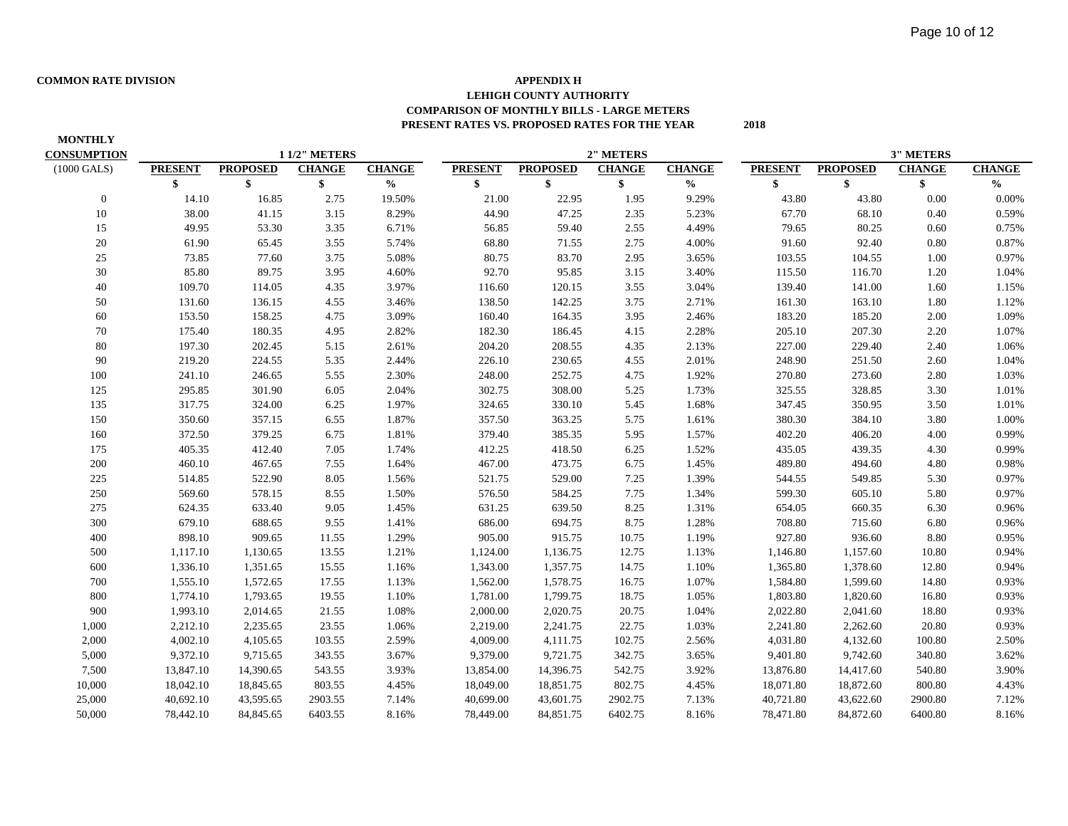**COMMON RATE DIVISION**

**APPENDIX H**
**LEHIGH COUNTY AUTHORITY**
**COMPARISON OF MONTHLY BILLS - LARGE METERS**
**PRESENT RATES VS. PROPOSED RATES FOR THE YEAR 2018**

| MONTHLY CONSUMPTION | 1 1/2" METERS | | | | 2" METERS | | | | 3" METERS | | | |
|---|---|---|---|---|---|---|---|---|---|---|---|---|
| (1000 GALS) | PRESENT | PROPOSED | CHANGE | CHANGE | PRESENT | PROPOSED | CHANGE | CHANGE | PRESENT | PROPOSED | CHANGE | CHANGE |
| | $ | $ | $ | % | $ | $ | $ | % | $ | $ | $ | % |
| 0 | 14.10 | 16.85 | 2.75 | 19.50% | 21.00 | 22.95 | 1.95 | 9.29% | 43.80 | 43.80 | 0.00 | 0.00% |
| 10 | 38.00 | 41.15 | 3.15 | 8.29% | 44.90 | 47.25 | 2.35 | 5.23% | 67.70 | 68.10 | 0.40 | 0.59% |
| 15 | 49.95 | 53.30 | 3.35 | 6.71% | 56.85 | 59.40 | 2.55 | 4.49% | 79.65 | 80.25 | 0.60 | 0.75% |
| 20 | 61.90 | 65.45 | 3.55 | 5.74% | 68.80 | 71.55 | 2.75 | 4.00% | 91.60 | 92.40 | 0.80 | 0.87% |
| 25 | 73.85 | 77.60 | 3.75 | 5.08% | 80.75 | 83.70 | 2.95 | 3.65% | 103.55 | 104.55 | 1.00 | 0.97% |
| 30 | 85.80 | 89.75 | 3.95 | 4.60% | 92.70 | 95.85 | 3.15 | 3.40% | 115.50 | 116.70 | 1.20 | 1.04% |
| 40 | 109.70 | 114.05 | 4.35 | 3.97% | 116.60 | 120.15 | 3.55 | 3.04% | 139.40 | 141.00 | 1.60 | 1.15% |
| 50 | 131.60 | 136.15 | 4.55 | 3.46% | 138.50 | 142.25 | 3.75 | 2.71% | 161.30 | 163.10 | 1.80 | 1.12% |
| 60 | 153.50 | 158.25 | 4.75 | 3.09% | 160.40 | 164.35 | 3.95 | 2.46% | 183.20 | 185.20 | 2.00 | 1.09% |
| 70 | 175.40 | 180.35 | 4.95 | 2.82% | 182.30 | 186.45 | 4.15 | 2.28% | 205.10 | 207.30 | 2.20 | 1.07% |
| 80 | 197.30 | 202.45 | 5.15 | 2.61% | 204.20 | 208.55 | 4.35 | 2.13% | 227.00 | 229.40 | 2.40 | 1.06% |
| 90 | 219.20 | 224.55 | 5.35 | 2.44% | 226.10 | 230.65 | 4.55 | 2.01% | 248.90 | 251.50 | 2.60 | 1.04% |
| 100 | 241.10 | 246.65 | 5.55 | 2.30% | 248.00 | 252.75 | 4.75 | 1.92% | 270.80 | 273.60 | 2.80 | 1.03% |
| 125 | 295.85 | 301.90 | 6.05 | 2.04% | 302.75 | 308.00 | 5.25 | 1.73% | 325.55 | 328.85 | 3.30 | 1.01% |
| 135 | 317.75 | 324.00 | 6.25 | 1.97% | 324.65 | 330.10 | 5.45 | 1.68% | 347.45 | 350.95 | 3.50 | 1.01% |
| 150 | 350.60 | 357.15 | 6.55 | 1.87% | 357.50 | 363.25 | 5.75 | 1.61% | 380.30 | 384.10 | 3.80 | 1.00% |
| 160 | 372.50 | 379.25 | 6.75 | 1.81% | 379.40 | 385.35 | 5.95 | 1.57% | 402.20 | 406.20 | 4.00 | 0.99% |
| 175 | 405.35 | 412.40 | 7.05 | 1.74% | 412.25 | 418.50 | 6.25 | 1.52% | 435.05 | 439.35 | 4.30 | 0.99% |
| 200 | 460.10 | 467.65 | 7.55 | 1.64% | 467.00 | 473.75 | 6.75 | 1.45% | 489.80 | 494.60 | 4.80 | 0.98% |
| 225 | 514.85 | 522.90 | 8.05 | 1.56% | 521.75 | 529.00 | 7.25 | 1.39% | 544.55 | 549.85 | 5.30 | 0.97% |
| 250 | 569.60 | 578.15 | 8.55 | 1.50% | 576.50 | 584.25 | 7.75 | 1.34% | 599.30 | 605.10 | 5.80 | 0.97% |
| 275 | 624.35 | 633.40 | 9.05 | 1.45% | 631.25 | 639.50 | 8.25 | 1.31% | 654.05 | 660.35 | 6.30 | 0.96% |
| 300 | 679.10 | 688.65 | 9.55 | 1.41% | 686.00 | 694.75 | 8.75 | 1.28% | 708.80 | 715.60 | 6.80 | 0.96% |
| 400 | 898.10 | 909.65 | 11.55 | 1.29% | 905.00 | 915.75 | 10.75 | 1.19% | 927.80 | 936.60 | 8.80 | 0.95% |
| 500 | 1,117.10 | 1,130.65 | 13.55 | 1.21% | 1,124.00 | 1,136.75 | 12.75 | 1.13% | 1,146.80 | 1,157.60 | 10.80 | 0.94% |
| 600 | 1,336.10 | 1,351.65 | 15.55 | 1.16% | 1,343.00 | 1,357.75 | 14.75 | 1.10% | 1,365.80 | 1,378.60 | 12.80 | 0.94% |
| 700 | 1,555.10 | 1,572.65 | 17.55 | 1.13% | 1,562.00 | 1,578.75 | 16.75 | 1.07% | 1,584.80 | 1,599.60 | 14.80 | 0.93% |
| 800 | 1,774.10 | 1,793.65 | 19.55 | 1.10% | 1,781.00 | 1,799.75 | 18.75 | 1.05% | 1,803.80 | 1,820.60 | 16.80 | 0.93% |
| 900 | 1,993.10 | 2,014.65 | 21.55 | 1.08% | 2,000.00 | 2,020.75 | 20.75 | 1.04% | 2,022.80 | 2,041.60 | 18.80 | 0.93% |
| 1,000 | 2,212.10 | 2,235.65 | 23.55 | 1.06% | 2,219.00 | 2,241.75 | 22.75 | 1.03% | 2,241.80 | 2,262.60 | 20.80 | 0.93% |
| 2,000 | 4,002.10 | 4,105.65 | 103.55 | 2.59% | 4,009.00 | 4,111.75 | 102.75 | 2.56% | 4,031.80 | 4,132.60 | 100.80 | 2.50% |
| 5,000 | 9,372.10 | 9,715.65 | 343.55 | 3.67% | 9,379.00 | 9,721.75 | 342.75 | 3.65% | 9,401.80 | 9,742.60 | 340.80 | 3.62% |
| 7,500 | 13,847.10 | 14,390.65 | 543.55 | 3.93% | 13,854.00 | 14,396.75 | 542.75 | 3.92% | 13,876.80 | 14,417.60 | 540.80 | 3.90% |
| 10,000 | 18,042.10 | 18,845.65 | 803.55 | 4.45% | 18,049.00 | 18,851.75 | 802.75 | 4.45% | 18,071.80 | 18,872.60 | 800.80 | 4.43% |
| 25,000 | 40,692.10 | 43,595.65 | 2903.55 | 7.14% | 40,699.00 | 43,601.75 | 2902.75 | 7.13% | 40,721.80 | 43,622.60 | 2900.80 | 7.12% |
| 50,000 | 78,442.10 | 84,845.65 | 6403.55 | 8.16% | 78,449.00 | 84,851.75 | 6402.75 | 8.16% | 78,471.80 | 84,872.60 | 6400.80 | 8.16% |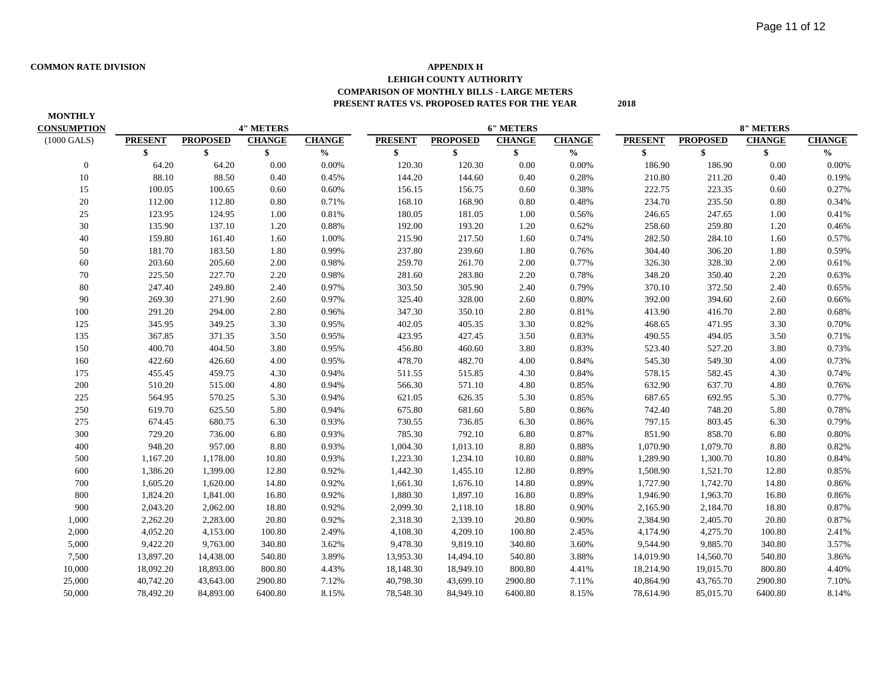COMMON RATE DIVISION

# APPENDIX H
## LEHIGH COUNTY AUTHORITY
### COMPARISON OF MONTHLY BILLS - LARGE METERS
### PRESENT RATES VS. PROPOSED RATES FOR THE YEAR 2018

| MONTHLY CONSUMPTION | 4" METERS | | | | 6" METERS | | | | 8" METERS | | | |
|---|---|---|---|---|---|---|---|---|---|---|---|---|
| (1000 GALS) | PRESENT | PROPOSED | CHANGE | CHANGE | PRESENT | PROPOSED | CHANGE | CHANGE | PRESENT | PROPOSED | CHANGE | CHANGE |
| | $ | $ | $ | % | $ | $ | $ | % | $ | $ | $ | % |
| 0 | 64.20 | 64.20 | 0.00 | 0.00% | 120.30 | 120.30 | 0.00 | 0.00% | 186.90 | 186.90 | 0.00 | 0.00% |
| 10 | 88.10 | 88.50 | 0.40 | 0.45% | 144.20 | 144.60 | 0.40 | 0.28% | 210.80 | 211.20 | 0.40 | 0.19% |
| 15 | 100.05 | 100.65 | 0.60 | 0.60% | 156.15 | 156.75 | 0.60 | 0.38% | 222.75 | 223.35 | 0.60 | 0.27% |
| 20 | 112.00 | 112.80 | 0.80 | 0.71% | 168.10 | 168.90 | 0.80 | 0.48% | 234.70 | 235.50 | 0.80 | 0.34% |
| 25 | 123.95 | 124.95 | 1.00 | 0.81% | 180.05 | 181.05 | 1.00 | 0.56% | 246.65 | 247.65 | 1.00 | 0.41% |
| 30 | 135.90 | 137.10 | 1.20 | 0.88% | 192.00 | 193.20 | 1.20 | 0.62% | 258.60 | 259.80 | 1.20 | 0.46% |
| 40 | 159.80 | 161.40 | 1.60 | 1.00% | 215.90 | 217.50 | 1.60 | 0.74% | 282.50 | 284.10 | 1.60 | 0.57% |
| 50 | 181.70 | 183.50 | 1.80 | 0.99% | 237.80 | 239.60 | 1.80 | 0.76% | 304.40 | 306.20 | 1.80 | 0.59% |
| 60 | 203.60 | 205.60 | 2.00 | 0.98% | 259.70 | 261.70 | 2.00 | 0.77% | 326.30 | 328.30 | 2.00 | 0.61% |
| 70 | 225.50 | 227.70 | 2.20 | 0.98% | 281.60 | 283.80 | 2.20 | 0.78% | 348.20 | 350.40 | 2.20 | 0.63% |
| 80 | 247.40 | 249.80 | 2.40 | 0.97% | 303.50 | 305.90 | 2.40 | 0.79% | 370.10 | 372.50 | 2.40 | 0.65% |
| 90 | 269.30 | 271.90 | 2.60 | 0.97% | 325.40 | 328.00 | 2.60 | 0.80% | 392.00 | 394.60 | 2.60 | 0.66% |
| 100 | 291.20 | 294.00 | 2.80 | 0.96% | 347.30 | 350.10 | 2.80 | 0.81% | 413.90 | 416.70 | 2.80 | 0.68% |
| 125 | 345.95 | 349.25 | 3.30 | 0.95% | 402.05 | 405.35 | 3.30 | 0.82% | 468.65 | 471.95 | 3.30 | 0.70% |
| 135 | 367.85 | 371.35 | 3.50 | 0.95% | 423.95 | 427.45 | 3.50 | 0.83% | 490.55 | 494.05 | 3.50 | 0.71% |
| 150 | 400.70 | 404.50 | 3.80 | 0.95% | 456.80 | 460.60 | 3.80 | 0.83% | 523.40 | 527.20 | 3.80 | 0.73% |
| 160 | 422.60 | 426.60 | 4.00 | 0.95% | 478.70 | 482.70 | 4.00 | 0.84% | 545.30 | 549.30 | 4.00 | 0.73% |
| 175 | 455.45 | 459.75 | 4.30 | 0.94% | 511.55 | 515.85 | 4.30 | 0.84% | 578.15 | 582.45 | 4.30 | 0.74% |
| 200 | 510.20 | 515.00 | 4.80 | 0.94% | 566.30 | 571.10 | 4.80 | 0.85% | 632.90 | 637.70 | 4.80 | 0.76% |
| 225 | 564.95 | 570.25 | 5.30 | 0.94% | 621.05 | 626.35 | 5.30 | 0.85% | 687.65 | 692.95 | 5.30 | 0.77% |
| 250 | 619.70 | 625.50 | 5.80 | 0.94% | 675.80 | 681.60 | 5.80 | 0.86% | 742.40 | 748.20 | 5.80 | 0.78% |
| 275 | 674.45 | 680.75 | 6.30 | 0.93% | 730.55 | 736.85 | 6.30 | 0.86% | 797.15 | 803.45 | 6.30 | 0.79% |
| 300 | 729.20 | 736.00 | 6.80 | 0.93% | 785.30 | 792.10 | 6.80 | 0.87% | 851.90 | 858.70 | 6.80 | 0.80% |
| 400 | 948.20 | 957.00 | 8.80 | 0.93% | 1,004.30 | 1,013.10 | 8.80 | 0.88% | 1,070.90 | 1,079.70 | 8.80 | 0.82% |
| 500 | 1,167.20 | 1,178.00 | 10.80 | 0.93% | 1,223.30 | 1,234.10 | 10.80 | 0.88% | 1,289.90 | 1,300.70 | 10.80 | 0.84% |
| 600 | 1,386.20 | 1,399.00 | 12.80 | 0.92% | 1,442.30 | 1,455.10 | 12.80 | 0.89% | 1,508.90 | 1,521.70 | 12.80 | 0.85% |
| 700 | 1,605.20 | 1,620.00 | 14.80 | 0.92% | 1,661.30 | 1,676.10 | 14.80 | 0.89% | 1,727.90 | 1,742.70 | 14.80 | 0.86% |
| 800 | 1,824.20 | 1,841.00 | 16.80 | 0.92% | 1,880.30 | 1,897.10 | 16.80 | 0.89% | 1,946.90 | 1,963.70 | 16.80 | 0.86% |
| 900 | 2,043.20 | 2,062.00 | 18.80 | 0.92% | 2,099.30 | 2,118.10 | 18.80 | 0.90% | 2,165.90 | 2,184.70 | 18.80 | 0.87% |
| 1,000 | 2,262.20 | 2,283.00 | 20.80 | 0.92% | 2,318.30 | 2,339.10 | 20.80 | 0.90% | 2,384.90 | 2,405.70 | 20.80 | 0.87% |
| 2,000 | 4,052.20 | 4,153.00 | 100.80 | 2.49% | 4,108.30 | 4,209.10 | 100.80 | 2.45% | 4,174.90 | 4,275.70 | 100.80 | 2.41% |
| 5,000 | 9,422.20 | 9,763.00 | 340.80 | 3.62% | 9,478.30 | 9,819.10 | 340.80 | 3.60% | 9,544.90 | 9,885.70 | 340.80 | 3.57% |
| 7,500 | 13,897.20 | 14,438.00 | 540.80 | 3.89% | 13,953.30 | 14,494.10 | 540.80 | 3.88% | 14,019.90 | 14,560.70 | 540.80 | 3.86% |
| 10,000 | 18,092.20 | 18,893.00 | 800.80 | 4.43% | 18,148.30 | 18,949.10 | 800.80 | 4.41% | 18,214.90 | 19,015.70 | 800.80 | 4.40% |
| 25,000 | 40,742.20 | 43,643.00 | 2900.80 | 7.12% | 40,798.30 | 43,699.10 | 2900.80 | 7.11% | 40,864.90 | 43,765.70 | 2900.80 | 7.10% |
| 50,000 | 78,492.20 | 84,893.00 | 6400.80 | 8.15% | 78,548.30 | 84,949.10 | 6400.80 | 8.15% | 78,614.90 | 85,015.70 | 6400.80 | 8.14% |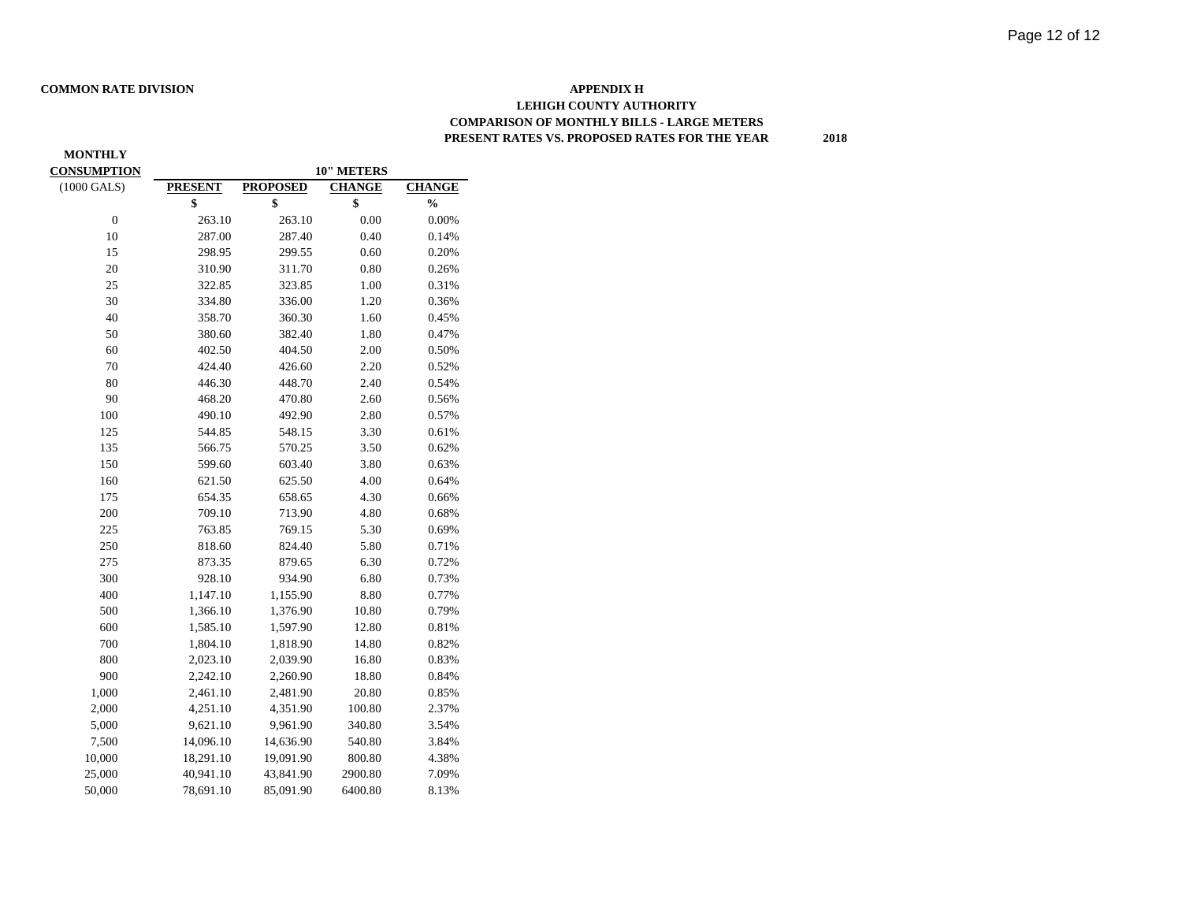**COMMON RATE DIVISION**

**APPENDIX H**
**LEHIGH COUNTY AUTHORITY**
**COMPARISON OF MONTHLY BILLS - LARGE METERS**
**PRESENT RATES VS. PROPOSED RATES FOR THE YEAR 2018**

| MONTHLY CONSUMPTION | 10" METERS | | | |
|---|---|---|---|---|
| (1000 GALS) | PRESENT | PROPOSED | CHANGE | CHANGE |
| | $ | $ | $ | % |
| 0 | 263.10 | 263.10 | 0.00 | 0.00% |
| 10 | 287.00 | 287.40 | 0.40 | 0.14% |
| 15 | 298.95 | 299.55 | 0.60 | 0.20% |
| 20 | 310.90 | 311.70 | 0.80 | 0.26% |
| 25 | 322.85 | 323.85 | 1.00 | 0.31% |
| 30 | 334.80 | 336.00 | 1.20 | 0.36% |
| 40 | 358.70 | 360.30 | 1.60 | 0.45% |
| 50 | 380.60 | 382.40 | 1.80 | 0.47% |
| 60 | 402.50 | 404.50 | 2.00 | 0.50% |
| 70 | 424.40 | 426.60 | 2.20 | 0.52% |
| 80 | 446.30 | 448.70 | 2.40 | 0.54% |
| 90 | 468.20 | 470.80 | 2.60 | 0.56% |
| 100 | 490.10 | 492.90 | 2.80 | 0.57% |
| 125 | 544.85 | 548.15 | 3.30 | 0.61% |
| 135 | 566.75 | 570.25 | 3.50 | 0.62% |
| 150 | 599.60 | 603.40 | 3.80 | 0.63% |
| 160 | 621.50 | 625.50 | 4.00 | 0.64% |
| 175 | 654.35 | 658.65 | 4.30 | 0.66% |
| 200 | 709.10 | 713.90 | 4.80 | 0.68% |
| 225 | 763.85 | 769.15 | 5.30 | 0.69% |
| 250 | 818.60 | 824.40 | 5.80 | 0.71% |
| 275 | 873.35 | 879.65 | 6.30 | 0.72% |
| 300 | 928.10 | 934.90 | 6.80 | 0.73% |
| 400 | 1,147.10 | 1,155.90 | 8.80 | 0.77% |
| 500 | 1,366.10 | 1,376.90 | 10.80 | 0.79% |
| 600 | 1,585.10 | 1,597.90 | 12.80 | 0.81% |
| 700 | 1,804.10 | 1,818.90 | 14.80 | 0.82% |
| 800 | 2,023.10 | 2,039.90 | 16.80 | 0.83% |
| 900 | 2,242.10 | 2,260.90 | 18.80 | 0.84% |
| 1,000 | 2,461.10 | 2,481.90 | 20.80 | 0.85% |
| 2,000 | 4,251.10 | 4,351.90 | 100.80 | 2.37% |
| 5,000 | 9,621.10 | 9,961.90 | 340.80 | 3.54% |
| 7,500 | 14,096.10 | 14,636.90 | 540.80 | 3.84% |
| 10,000 | 18,291.10 | 19,091.90 | 800.80 | 4.38% |
| 25,000 | 40,941.10 | 43,841.90 | 2900.80 | 7.09% |
| 50,000 | 78,691.10 | 85,091.90 | 6400.80 | 8.13% |